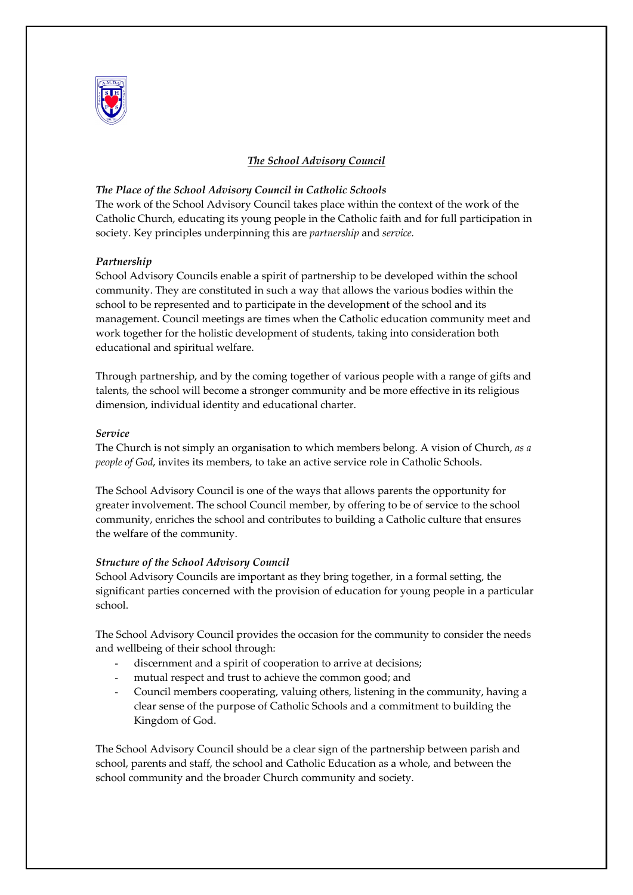# *The School Advisory Council*

### *The Place of the School Advisory Council in Catholic Schools*

The work of the School Advisory Council takes place within the context of the work of the Catholic Church, educating its young people in the Catholic faith and for full participation in society. Key principles underpinning this are *partnership* and *service.*

### *Partnership*

School Advisory Councils enable a spirit of partnership to be developed within the school community. They are constituted in such a way that allows the various bodies within the school to be represented and to participate in the development of the school and its management. Council meetings are times when the Catholic education community meet and work together for the holistic development of students, taking into consideration both educational and spiritual welfare.

Through partnership, and by the coming together of various people with a range of gifts and talents, the school will become a stronger community and be more effective in its religious dimension, individual identity and educational charter.

### *Service*

The Church is not simply an organisation to which members belong. A vision of Church, *as a people of God*, invites its members, to take an active service role in Catholic Schools.

The School Advisory Council is one of the ways that allows parents the opportunity for greater involvement. The school Council member, by offering to be of service to the school community, enriches the school and contributes to building a Catholic culture that ensures the welfare of the community.

### *Structure of the School Advisory Council*

School Advisory Councils are important as they bring together, in a formal setting, the significant parties concerned with the provision of education for young people in a particular school.

The School Advisory Council provides the occasion for the community to consider the needs and wellbeing of their school through:

- discernment and a spirit of cooperation to arrive at decisions;
- mutual respect and trust to achieve the common good; and
- Council members cooperating, valuing others, listening in the community, having a clear sense of the purpose of Catholic Schools and a commitment to building the Kingdom of God.

The School Advisory Council should be a clear sign of the partnership between parish and school, parents and staff, the school and Catholic Education as a whole, and between the school community and the broader Church community and society.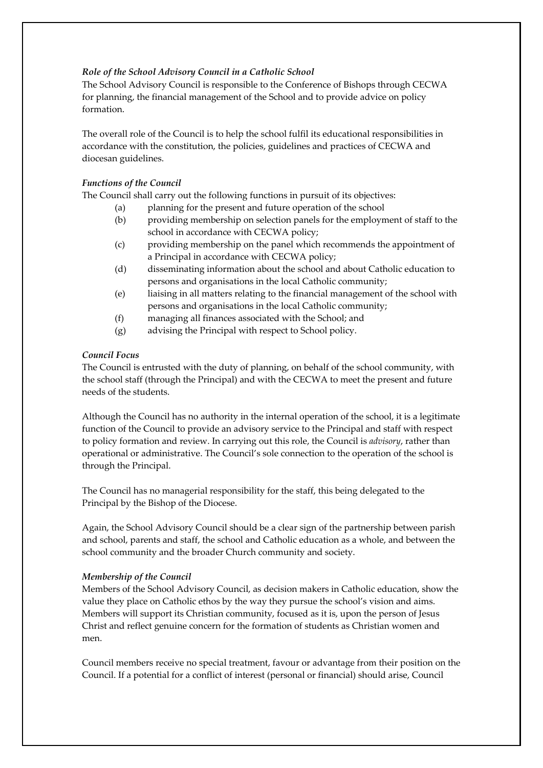*Role of the School Advisory Council in a Catholic School*

The School Advisory Council is responsible to the Conference of Bishops through CECWA for planning, the financial management of the School and to provide advice on policy formation.

The overall role of the Council is to help the school fulfil its educational responsibilities in accordance with the constitution, the policies, guidelines and practices of CECWA and diocesan guidelines.

*Functions of the Council*

The Council shall carry out the following functions in pursuit of its objectives:

- (a) planning for the present and future operation of the school
- (b) providing membership on selection panels for the employment of staff to the school in accordance with CECWA policy;
- (c) providing membership on the panel which recommends the appointment of a Principal in accordance with CECWA policy;
- (d) disseminating information about the school and about Catholic education to persons and organisations in the local Catholic community;
- (e) liaising in all matters relating to the financial management of the school with persons and organisations in the local Catholic community;
- (f) managing all finances associated with the School; and
- (g) advising the Principal with respect to School policy.

*Council Focus*

The Council is entrusted with the duty of planning, on behalf of the school community, with the school staff (through the Principal) and with the CECWA to meet the present and future needs of the students.

Although the Council has no authority in the internal operation of the school, it is a legitimate function of the Council to provide an advisory service to the Principal and staff with respect to policy formation and review. In carrying out this role, the Council is *advisory*, rather than operational or administrative. The Council's sole connection to the operation of the school is through the Principal.

The Council has no managerial responsibility for the staff, this being delegated to the Principal by the Bishop of the Diocese.

Again, the School Advisory Council should be a clear sign of the partnership between parish and school, parents and staff, the school and Catholic education as a whole, and between the school community and the broader Church community and society.

*Membership of the Council*

Members of the School Advisory Council, as decision makers in Catholic education, show the value they place on Catholic ethos by the way they pursue the school's vision and aims. Members will support its Christian community, focused as it is, upon the person of Jesus Christ and reflect genuine concern for the formation of students as Christian women and men.

Council members receive no special treatment, favour or advantage from their position on the Council. If a potential for a conflict of interest (personal or financial) should arise, Council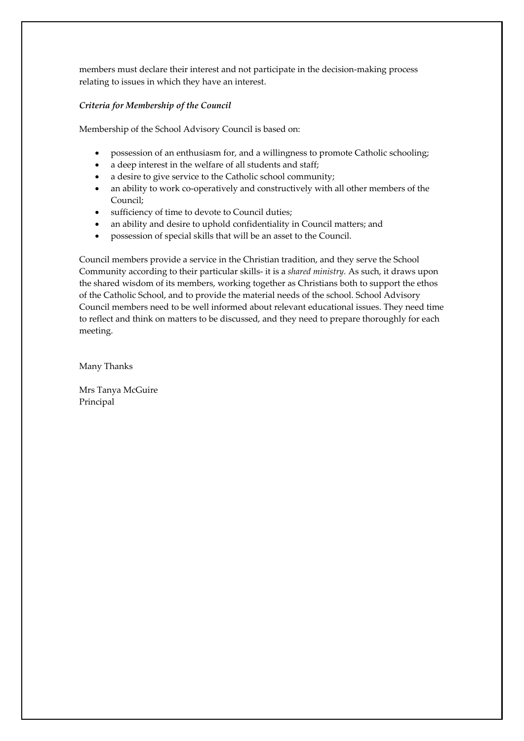members must declare their interest and not participate in the decision-making process relating to issues in which they have an interest.

***Criteria for Membership of the Council***

Membership of the School Advisory Council is based on:

- possession of an enthusiasm for, and a willingness to promote Catholic schooling;
- a deep interest in the welfare of all students and staff;
- a desire to give service to the Catholic school community;
- an ability to work co-operatively and constructively with all other members of the Council;
- sufficiency of time to devote to Council duties;
- an ability and desire to uphold confidentiality in Council matters; and
- possession of special skills that will be an asset to the Council.

Council members provide a service in the Christian tradition, and they serve the School Community according to their particular skills- it is a *shared ministry*. As such, it draws upon the shared wisdom of its members, working together as Christians both to support the ethos of the Catholic School, and to provide the material needs of the school. School Advisory Council members need to be well informed about relevant educational issues. They need time to reflect and think on matters to be discussed, and they need to prepare thoroughly for each meeting.

Many Thanks

Mrs Tanya McGuire
Principal